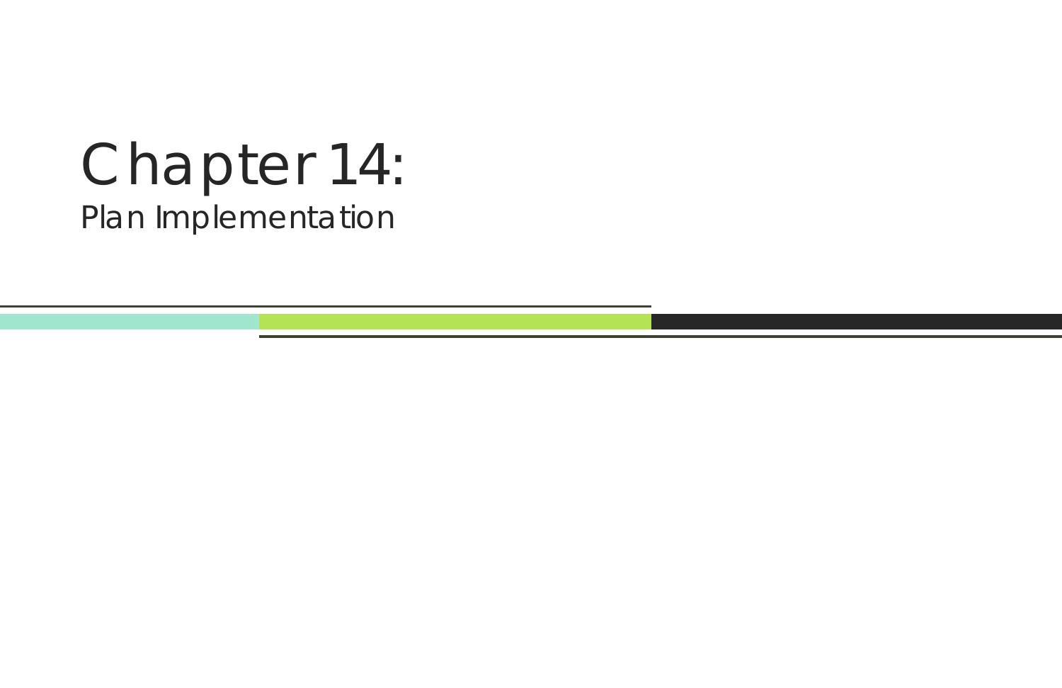# Chapter 14:

## Plan Implementation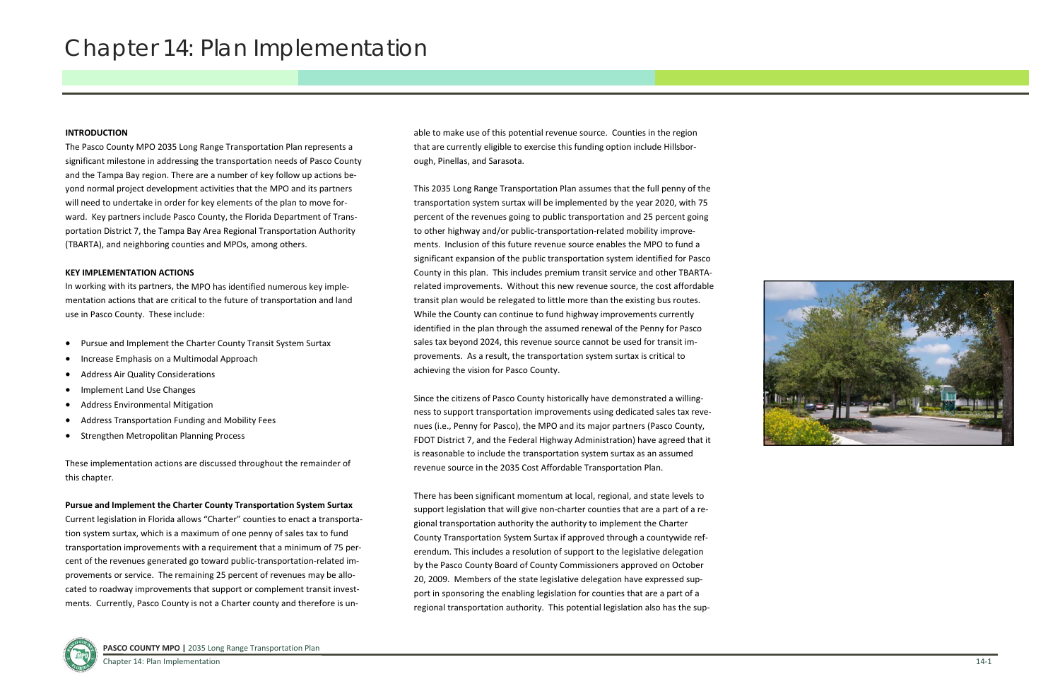# Chapter 14: Plan Implementation

**INTRODUCTION**

The Pasco County MPO 2035 Long Range Transportation Plan represents a significant milestone in addressing the transportation needs of Pasco County and the Tampa Bay region. There are a number of key follow up actions beyond normal project development activities that the MPO and its partners will need to undertake in order for key elements of the plan to move forward. Key partners include Pasco County, the Florida Department of Transportation District 7, the Tampa Bay Area Regional Transportation Authority (TBARTA), and neighboring counties and MPOs, among others.

**KEY IMPLEMENTATION ACTIONS**

In working with its partners, the MPO has identified numerous key implementation actions that are critical to the future of transportation and land use in Pasco County. These include:

- Pursue and Implement the Charter County Transit System Surtax
- Increase Emphasis on a Multimodal Approach
- Address Air Quality Considerations
- Implement Land Use Changes
- Address Environmental Mitigation
- Address Transportation Funding and Mobility Fees
- Strengthen Metropolitan Planning Process

These implementation actions are discussed throughout the remainder of this chapter.

**Pursue and Implement the Charter County Transportation System Surtax**

Current legislation in Florida allows "Charter" counties to enact a transportation system surtax, which is a maximum of one penny of sales tax to fund transportation improvements with a requirement that a minimum of 75 percent of the revenues generated go toward public-transportation-related improvements or service. The remaining 25 percent of revenues may be allocated to roadway improvements that support or complement transit investments. Currently, Pasco County is not a Charter county and therefore is unable to make use of this potential revenue source. Counties in the region that are currently eligible to exercise this funding option include Hillsborough, Pinellas, and Sarasota.

This 2035 Long Range Transportation Plan assumes that the full penny of the transportation system surtax will be implemented by the year 2020, with 75 percent of the revenues going to public transportation and 25 percent going to other highway and/or public-transportation-related mobility improvements. Inclusion of this future revenue source enables the MPO to fund a significant expansion of the public transportation system identified for Pasco County in this plan. This includes premium transit service and other TBARTA-related improvements. Without this new revenue source, the cost affordable transit plan would be relegated to little more than the existing bus routes. While the County can continue to fund highway improvements currently identified in the plan through the assumed renewal of the Penny for Pasco sales tax beyond 2024, this revenue source cannot be used for transit improvements. As a result, the transportation system surtax is critical to achieving the vision for Pasco County.

Since the citizens of Pasco County historically have demonstrated a willingness to support transportation improvements using dedicated sales tax revenues (i.e., Penny for Pasco), the MPO and its major partners (Pasco County, FDOT District 7, and the Federal Highway Administration) have agreed that it is reasonable to include the transportation system surtax as an assumed revenue source in the 2035 Cost Affordable Transportation Plan.

There has been significant momentum at local, regional, and state levels to support legislation that will give non-charter counties that are a part of a regional transportation authority the authority to implement the Charter County Transportation System Surtax if approved through a countywide referendum. This includes a resolution of support to the legislative delegation by the Pasco County Board of County Commissioners approved on October 20, 2009. Members of the state legislative delegation have expressed support in sponsoring the enabling legislation for counties that are a part of a regional transportation authority. This potential legislation also has the sup-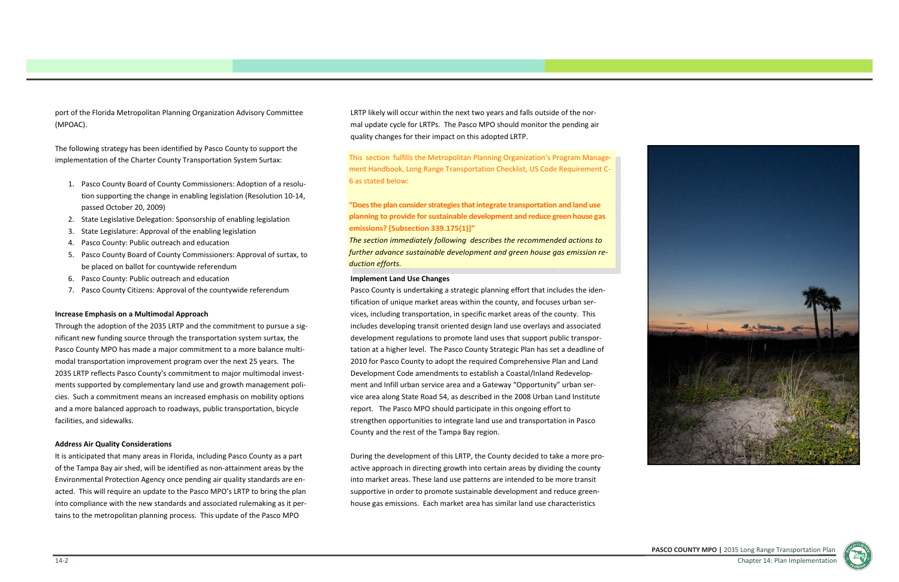port of the Florida Metropolitan Planning Organization Advisory Committee (MPOAC).

The following strategy has been identified by Pasco County to support the implementation of the Charter County Transportation System Surtax:

1. Pasco County Board of County Commissioners: Adoption of a resolution supporting the change in enabling legislation (Resolution 10-14, passed October 20, 2009)
2. State Legislative Delegation: Sponsorship of enabling legislation
3. State Legislature: Approval of the enabling legislation
4. Pasco County: Public outreach and education
5. Pasco County Board of County Commissioners: Approval of surtax, to be placed on ballot for countywide referendum
6. Pasco County: Public outreach and education
7. Pasco County Citizens: Approval of the countywide referendum

**Increase Emphasis on a Multimodal Approach**

Through the adoption of the 2035 LRTP and the commitment to pursue a significant new funding source through the transportation system surtax, the Pasco County MPO has made a major commitment to a more balance multimodal transportation improvement program over the next 25 years. The 2035 LRTP reflects Pasco County's commitment to major multimodal investments supported by complementary land use and growth management policies. Such a commitment means an increased emphasis on mobility options and a more balanced approach to roadways, public transportation, bicycle facilities, and sidewalks.

**Address Air Quality Considerations**

It is anticipated that many areas in Florida, including Pasco County as a part of the Tampa Bay air shed, will be identified as non-attainment areas by the Environmental Protection Agency once pending air quality standards are enacted. This will require an update to the Pasco MPO's LRTP to bring the plan into compliance with the new standards and associated rulemaking as it pertains to the metropolitan planning process. This update of the Pasco MPO LRTP likely will occur within the next two years and falls outside of the normal update cycle for LRTPs. The Pasco MPO should monitor the pending air quality changes for their impact on this adopted LRTP.

This section fulfills the Metropolitan Planning Organization's Program Management Handbook, Long Range Transportation Checklist, US Code Requirement C-6 as stated below:

**"Does the plan consider strategies that integrate transportation and land use planning to provide for sustainable development and reduce green house gas emissions? [Subsection 339.175(1)]"**

*The section immediately following describes the recommended actions to further advance sustainable development and green house gas emission reduction efforts.*

**Implement Land Use Changes**

Pasco County is undertaking a strategic planning effort that includes the identification of unique market areas within the county, and focuses urban services, including transportation, in specific market areas of the county. This includes developing transit oriented design land use overlays and associated development regulations to promote land uses that support public transportation at a higher level. The Pasco County Strategic Plan has set a deadline of 2010 for Pasco County to adopt the required Comprehensive Plan and Land Development Code amendments to establish a Coastal/Inland Redevelopment and Infill urban service area and a Gateway "Opportunity" urban service area along State Road 54, as described in the 2008 Urban Land Institute report. The Pasco MPO should participate in this ongoing effort to strengthen opportunities to integrate land use and transportation in Pasco County and the rest of the Tampa Bay region.

During the development of this LRTP, the County decided to take a more proactive approach in directing growth into certain areas by dividing the county into market areas. These land use patterns are intended to be more transit supportive in order to promote sustainable development and reduce greenhouse gas emissions. Each market area has similar land use characteristics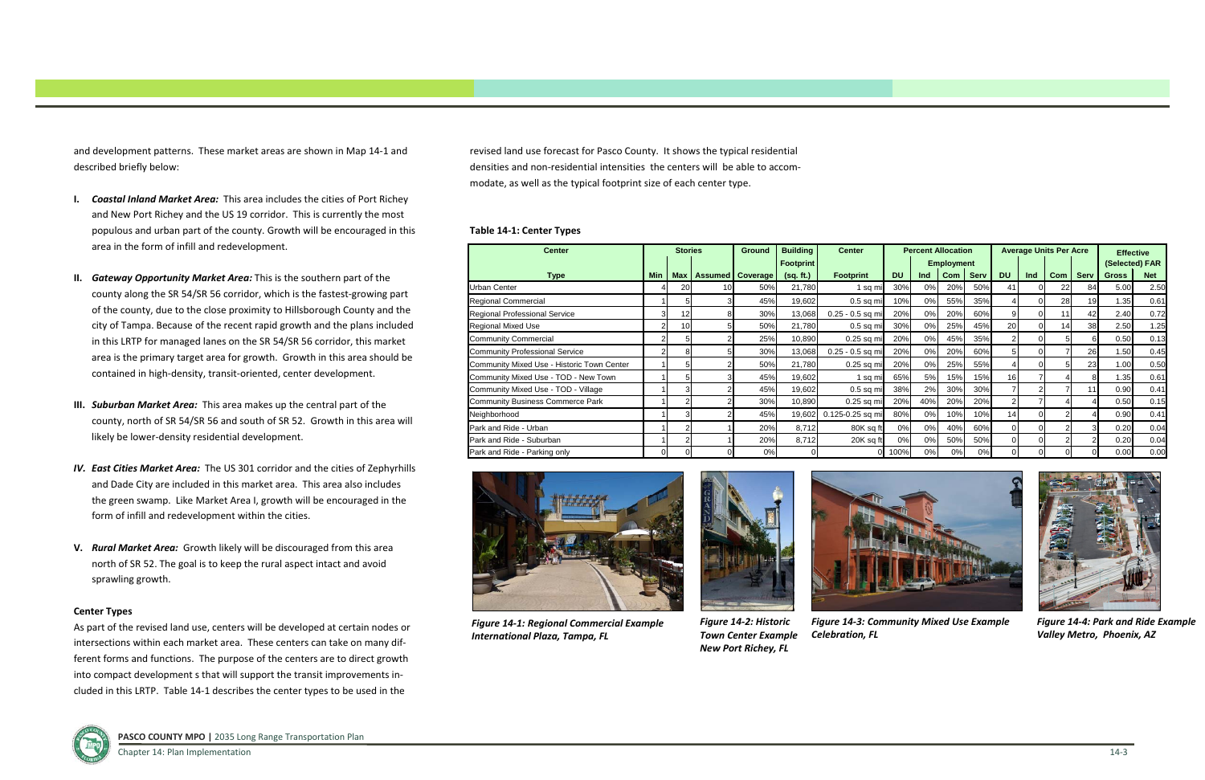and development patterns. These market areas are shown in Map 14-1 and described briefly below:

I. ***Coastal Inland Market Area:*** This area includes the cities of Port Richey and New Port Richey and the US 19 corridor. This is currently the most populous and urban part of the county. Growth will be encouraged in this area in the form of infill and redevelopment.

II. ***Gateway Opportunity Market Area:*** This is the southern part of the county along the SR 54/SR 56 corridor, which is the fastest-growing part of the county, due to the close proximity to Hillsborough County and the city of Tampa. Because of the recent rapid growth and the plans included in this LRTP for managed lanes on the SR 54/SR 56 corridor, this market area is the primary target area for growth. Growth in this area should be contained in high-density, transit-oriented, center development.

III. ***Suburban Market Area:*** This area makes up the central part of the county, north of SR 54/SR 56 and south of SR 52. Growth in this area will likely be lower-density residential development.

IV. ***East Cities Market Area:*** The US 301 corridor and the cities of Zephyrhills and Dade City are included in this market area. This area also includes the green swamp. Like Market Area I, growth will be encouraged in the form of infill and redevelopment within the cities.

V. ***Rural Market Area:*** Growth likely will be discouraged from this area north of SR 52. The goal is to keep the rural aspect intact and avoid sprawling growth.

### Center Types

As part of the revised land use, centers will be developed at certain nodes or intersections within each market area. These centers can take on many different forms and functions. The purpose of the centers are to direct growth into compact development s that will support the transit improvements included in this LRTP. Table 14-1 describes the center types to be used in the revised land use forecast for Pasco County. It shows the typical residential densities and non-residential intensities the centers will be able to accommodate, as well as the typical footprint size of each center type.

**Table 14-1: Center Types**

| Center | Stories | | | Ground | Building Footprint | Center | Percent Allocation | | | | Average Units Per Acre | | | | Effective (Selected) FAR | |
|---|---|---|---|---|---|---|---|---|---|---|---|---|---|---|---|---|
| | | | | | | | | Employment | | | | | | | | |
| Type | Min | Max | Assumed | Coverage | (sq. ft.) | Footprint | DU | Ind | Com | Serv | DU | Ind | Com | Serv | Gross | Net |
| Urban Center | 4 | 20 | 10 | 50% | 21,780 | 1 sq mi | 30% | 0% | 20% | 50% | 41 | 0 | 22 | 84 | 5.00 | 2.50 |
| Regional Commercial | 1 | 5 | 3 | 45% | 19,602 | 0.5 sq mi | 10% | 0% | 55% | 35% | 4 | 0 | 28 | 19 | 1.35 | 0.61 |
| Regional Professional Service | 3 | 12 | 8 | 30% | 13,068 | 0.25 - 0.5 sq mi | 20% | 0% | 20% | 60% | 9 | 0 | 11 | 42 | 2.40 | 0.72 |
| Regional Mixed Use | 2 | 10 | 5 | 50% | 21,780 | 0.5 sq mi | 30% | 0% | 25% | 45% | 20 | 0 | 14 | 38 | 2.50 | 1.25 |
| Community Commercial | 2 | 5 | 2 | 25% | 10,890 | 0.25 sq mi | 20% | 0% | 45% | 35% | 2 | 0 | 5 | 6 | 0.50 | 0.13 |
| Community Professional Service | 2 | 8 | 5 | 30% | 13,068 | 0.25 - 0.5 sq mi | 20% | 0% | 20% | 60% | 5 | 0 | 7 | 26 | 1.50 | 0.45 |
| Community Mixed Use - Historic Town Center | 1 | 5 | 2 | 50% | 21,780 | 0.25 sq mi | 20% | 0% | 25% | 55% | 4 | 0 | 5 | 23 | 1.00 | 0.50 |
| Community Mixed Use - TOD - New Town | 1 | 5 | 3 | 45% | 19,602 | 1 sq mi | 65% | 5% | 15% | 15% | 16 | 7 | 4 | 8 | 1.35 | 0.61 |
| Community Mixed Use - TOD - Village | 1 | 3 | 2 | 45% | 19,602 | 0.5 sq mi | 38% | 2% | 30% | 30% | 7 | 2 | 7 | 11 | 0.90 | 0.41 |
| Community Business Commerce Park | 1 | 2 | 2 | 30% | 10,890 | 0.25 sq mi | 20% | 40% | 20% | 20% | 2 | 7 | 4 | 4 | 0.50 | 0.15 |
| Neighborhood | 1 | 3 | 2 | 45% | 19,602 | 0.125-0.25 sq mi | 80% | 0% | 10% | 10% | 14 | 0 | 2 | 4 | 0.90 | 0.41 |
| Park and Ride - Urban | 1 | 2 | 1 | 20% | 8,712 | 80K sq ft | 0% | 0% | 40% | 60% | 0 | 0 | 2 | 3 | 0.20 | 0.04 |
| Park and Ride - Suburban | 1 | 2 | 1 | 20% | 8,712 | 20K sq ft | 0% | 0% | 50% | 50% | 0 | 0 | 2 | 2 | 0.20 | 0.04 |
| Park and Ride - Parking only | 0 | 0 | 0 | 0% | 0 | 0 | 100% | 0% | 0% | 0% | 0 | 0 | 0 | 0 | 0.00 | 0.00 |

*Figure 14-1: Regional Commercial Example International Plaza, Tampa, FL*

*Figure 14-2: Historic Town Center Example New Port Richey, FL*

*Figure 14-3: Community Mixed Use Example Celebration, FL*

*Figure 14-4: Park and Ride Example Valley Metro, Phoenix, AZ*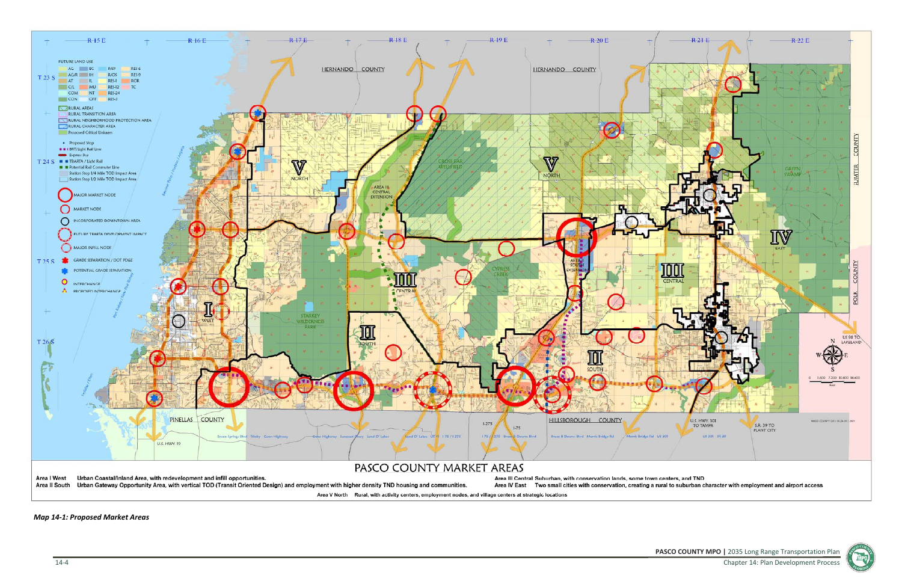## PASCO COUNTY MARKET AREAS

Area I West — Urban Coastal/Inland Area, with redevelopment and infill opportunities.

Area II South — Urban Gateway Opportunity Area, with vertical TOD (Transit Oriented Design) and employment with higher density TND housing and communities.

Area III Central — Suburban, with conservation lands, some town centers, and TND

Area IV East — Two small cities with conservation, creating a rural to suburban character with employment and airport access

Area V North — Rural, with activity centers, employment nodes, and village centers at strategic locations

*Map 14-1: Proposed Market Areas*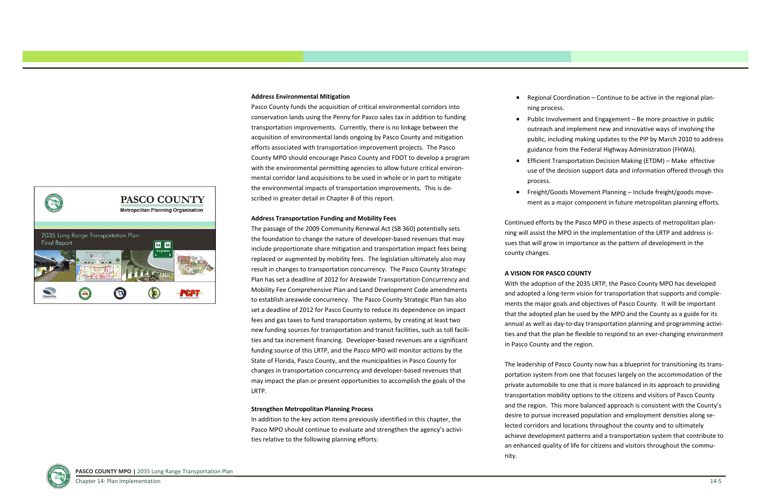**Address Environmental Mitigation**

Pasco County funds the acquisition of critical environmental corridors into conservation lands using the Penny for Pasco sales tax in addition to funding transportation improvements. Currently, there is no linkage between the acquisition of environmental lands ongoing by Pasco County and mitigation efforts associated with transportation improvement projects. The Pasco County MPO should encourage Pasco County and FDOT to develop a program with the environmental permitting agencies to allow future critical environmental corridor land acquisitions to be used in whole or in part to mitigate the environmental impacts of transportation improvements. This is described in greater detail in Chapter 8 of this report.

**Address Transportation Funding and Mobility Fees**

The passage of the 2009 Community Renewal Act (SB 360) potentially sets the foundation to change the nature of developer-based revenues that may include proportionate share mitigation and transportation impact fees being replaced or augmented by mobility fees. The legislation ultimately also may result in changes to transportation concurrency. The Pasco County Strategic Plan has set a deadline of 2012 for Areawide Transportation Concurrency and Mobility Fee Comprehensive Plan and Land Development Code amendments to establish areawide concurrency. The Pasco County Strategic Plan has also set a deadline of 2012 for Pasco County to reduce its dependence on impact fees and gas taxes to fund transportation systems, by creating at least two new funding sources for transportation and transit facilities, such as toll facilities and tax increment financing. Developer-based revenues are a significant funding source of this LRTP, and the Pasco MPO will monitor actions by the State of Florida, Pasco County, and the municipalities in Pasco County for changes in transportation concurrency and developer-based revenues that may impact the plan or present opportunities to accomplish the goals of the LRTP.

**Strengthen Metropolitan Planning Process**

In addition to the key action items previously identified in this chapter, the Pasco MPO should continue to evaluate and strengthen the agency's activities relative to the following planning efforts:

- Regional Coordination – Continue to be active in the regional planning process.
- Public Involvement and Engagement – Be more proactive in public outreach and implement new and innovative ways of involving the public, including making updates to the PIP by March 2010 to address guidance from the Federal Highway Administration (FHWA).
- Efficient Transportation Decision Making (ETDM) – Make effective use of the decision support data and information offered through this process.
- Freight/Goods Movement Planning – Include freight/goods movement as a major component in future metropolitan planning efforts.

Continued efforts by the Pasco MPO in these aspects of metropolitan planning will assist the MPO in the implementation of the LRTP and address issues that will grow in importance as the pattern of development in the county changes.

**A VISION FOR PASCO COUNTY**

With the adoption of the 2035 LRTP, the Pasco County MPO has developed and adopted a long-term vision for transportation that supports and complements the major goals and objectives of Pasco County. It will be important that the adopted plan be used by the MPO and the County as a guide for its annual as well as day-to-day transportation planning and programming activities and that the plan be flexible to respond to an ever-changing environment in Pasco County and the region.

The leadership of Pasco County now has a blueprint for transitioning its transportation system from one that focuses largely on the accommodation of the private automobile to one that is more balanced in its approach to providing transportation mobility options to the citizens and visitors of Pasco County and the region. This more balanced approach is consistent with the County's desire to pursue increased population and employment densities along selected corridors and locations throughout the county and to ultimately achieve development patterns and a transportation system that contribute to an enhanced quality of life for citizens and visitors throughout the community.